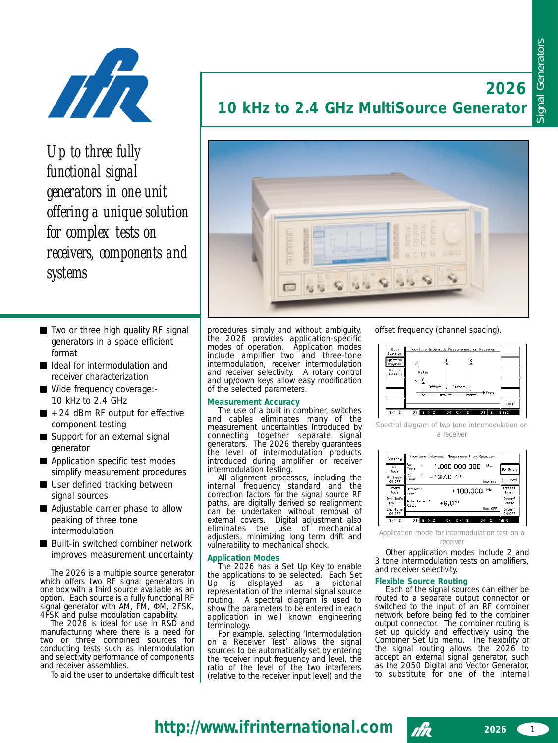# 2026

## 10 kHz to 2.4 GHz MultiSource Generator

*Up to three fully functional signal generators in one unit offering a unique solution for complex tests on receivers, components and systems*

- Two or three high quality RF signal generators in a space efficient format
- Ideal for intermodulation and receiver characterization
- Wide frequency coverage:- 10 kHz to 2.4 GHz
- +24 dBm RF output for effective component testing
- Support for an external signal generator
- Application specific test modes simplify measurement procedures
- User defined tracking between signal sources
- Adjustable carrier phase to allow peaking of three tone intermodulation
- Built-in switched combiner network improves measurement uncertainty

The 2026 is a multiple source generator which offers two RF signal generators in one box with a third source available as an option. Each source is a fully functional RF signal generator with AM, FM, ΦM, 2FSK, 4FSK and pulse modulation capability.

The 2026 is ideal for use in R&D and manufacturing where there is a need for two or three sources for conducting tests such as intermodulation and selectivity performance of components and receiver assemblies.

To aid the user to undertake difficult test procedures simply and without ambiguity, the 2026 provides application-specific modes of operation. Application modes include amplifier two and three-tone intermodulation, receiver intermodulation and receiver selectivity. A rotary control and up/down keys allow easy modification of the selected parameters.

### Measurement Accuracy

The use of a built in combiner, switches and cables eliminates many of the measurement uncertainties introduced by connecting together separate signal generators. The 2026 thereby guarantees the level of intermodulation products introduced during amplifier or receiver intermodulation testing.

All alignment processes, including the internal frequency standard and the correction factors for the signal source RF paths, are digitally derived so realignment can be undertaken without removal of external covers. Digital adjustment also eliminates the use of mechanical adjusters, minimizing long term drift and vulnerability to mechanical shock.

### Application Modes

The 2026 has a Set Up Key to enable the applications to be selected. Each Set Up is displayed as a pictorial representation of the internal signal source routing. A spectral diagram is used to show the parameters to be entered in each application in well known engineering terminology.

For example, selecting 'Intermodulation on a Receiver Test' allows the signal sources to be automatically set by entering the receiver input frequency and level, the ratio of the level of the two interferers (relative to the receiver input level) and the offset frequency (channel spacing).

Spectral diagram of two tone intermodulation on a receiver

Application mode for intermodulation test on a receiver

Other application modes include 2 and 3 tone intermodulation tests on amplifiers, and receiver selectivity.

### Flexible Source Routing

Each of the signal sources can either be routed to a separate output connector or switched to the input of an RF combiner network before being fed to the combiner output connector. The combiner routing is set up quickly and effectively using the Combiner Set Up menu. The flexibility of the signal routing allows the 2026 to accept an external signal generator, such as the 2050 Digital and Vector Generator, to substitute for one of the internal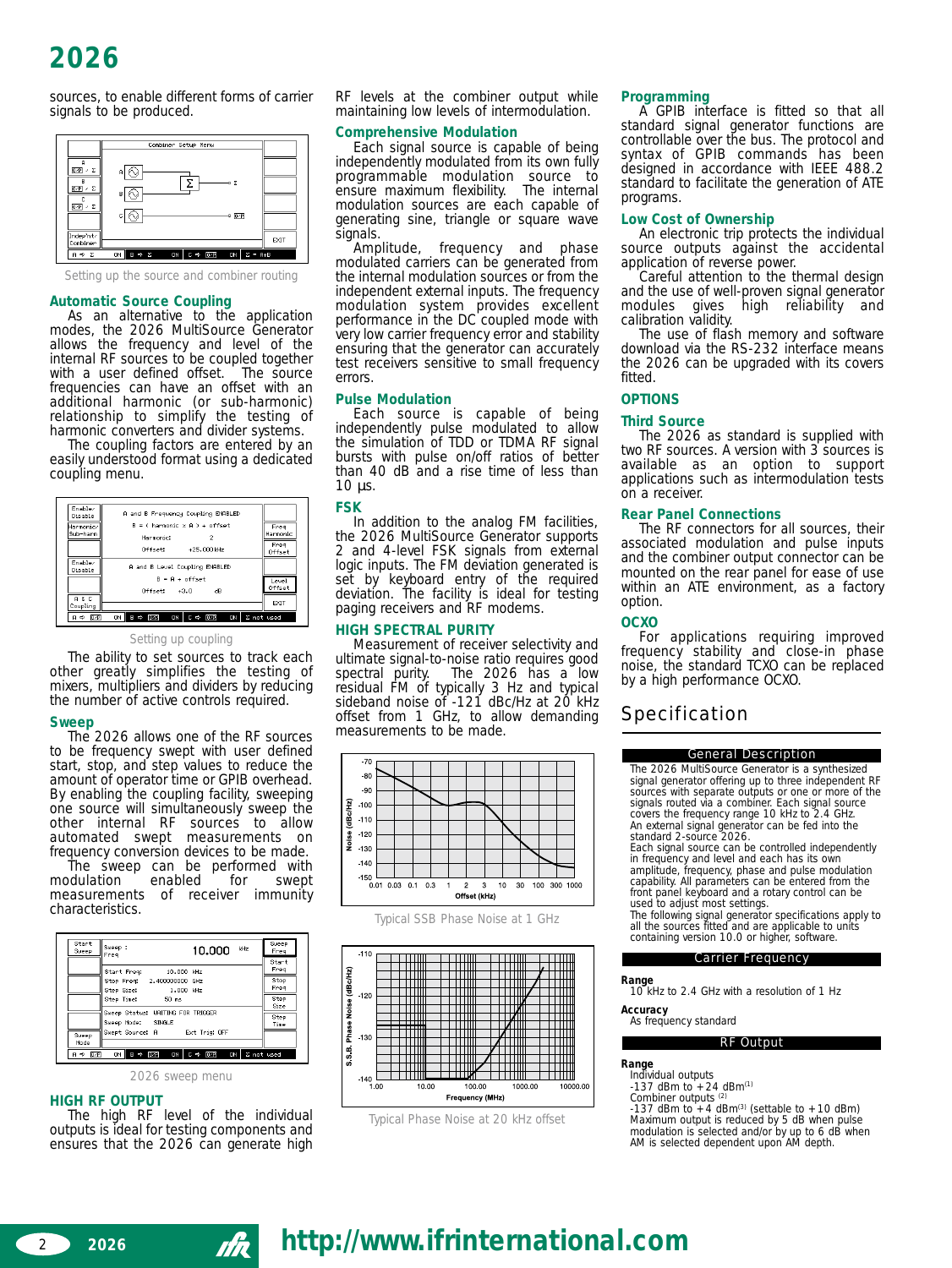sources, to enable different forms of carrier signals to be produced.

Setting up the source and combiner routing

### Automatic Source Coupling

As an alternative to the application modes, the 2026 MultiSource Generator allows the frequency and level of the internal RF sources to be coupled together with a user defined offset. The source frequencies can have an offset with an additional harmonic (or sub-harmonic) relationship to simplify the testing of harmonic converters and divider systems.

The coupling factors are entered by an easily understood format using a dedicated coupling menu.

Setting up coupling

The ability to set sources to track each other greatly simplifies the testing of mixers, multipliers and dividers by reducing the number of active controls required.

### Sweep

The 2026 allows one of the RF sources to be frequency swept with user defined start, stop, and step values to reduce the amount of operator time or GPIB overhead. By enabling the coupling facility, sweeping one source will simultaneously sweep the other internal RF sources to allow automated swept measurements on frequency conversion devices to be made.

The sweep can be performed with modulation enabled for swept measurements of receiver immunity characteristics.

2026 sweep menu

### HIGH RF OUTPUT

The high RF level of the individual outputs is ideal for testing components and ensures that the 2026 can generate high RF levels at the combiner output while maintaining low levels of intermodulation.

### Comprehensive Modulation

Each signal source is capable of being independently modulated from its own fully programmable modulation source to ensure maximum flexibility. The internal modulation sources are each capable of generating sine, triangle or square wave signals.

Amplitude, frequency and phase modulated carriers can be generated from the internal modulation sources or from the independent external inputs. The frequency modulation system provides excellent performance in the DC coupled mode with very low carrier frequency error and stability ensuring that the generator can accurately test receivers sensitive to small frequency errors.

### Pulse Modulation

Each source is capable of being independently pulse modulated to allow the simulation of TDD or TDMA RF signal bursts with pulse on/off ratios of better than 40 dB and a rise time of less than 10 µs.

### FSK

In addition to the analog FM facilities, the 2026 MultiSource Generator supports 2 and 4-level FSK signals from external logic inputs. The FM deviation generated is set by keyboard entry of the required deviation. The facility is ideal for testing paging receivers and RF modems.

### HIGH SPECTRAL PURITY

Measurement of receiver selectivity and ultimate signal-to-noise ratio requires good spectral purity. The 2026 has a low residual FM of typically 3 Hz and typical sideband noise of -121 dBc/Hz at 20 kHz offset from 1 GHz, to allow demanding measurements to be made.

Typical SSB Phase Noise at 1 GHz

Typical Phase Noise at 20 kHz offset

### Programming

A GPIB interface is fitted so that all standard signal generator functions are controllable over the bus. The protocol and syntax of GPIB commands has been designed in accordance with IEEE 488.2 standard to facilitate the generation of ATE programs.

### Low Cost of Ownership

An electronic trip protects the individual source outputs against the accidental application of reverse power.

Careful attention to the thermal design and the use of well-proven signal generator modules gives high reliability and calibration validity.

The use of flash memory and software download via the RS-232 interface means the 2026 can be upgraded with its covers fitted.

## OPTIONS

### Third Source

The 2026 as standard is supplied with two RF sources. A version with 3 sources is available as an option to support applications such as intermodulation tests on a receiver.

### Rear Panel Connections

The RF connectors for all sources, their associated modulation and pulse inputs and the combiner output connector can be mounted on the rear panel for ease of use within an ATE environment, as a factory option.

### OCXO

For applications requiring improved frequency stability and close-in phase noise, the standard TCXO can be replaced by a high performance OCXO.

## Specification

### General Description

The 2026 MultiSource Generator is a synthesized signal generator offering up to three independent RF sources with separate outputs or one or more of the signals routed via a combiner. Each signal source covers the frequency range 10 kHz to 2.4 GHz. An external signal generator can be fed into the standard 2-source 2026.

Each signal source can be controlled independently in frequency and level and each has its own amplitude, frequency, phase and pulse modulation capability. All parameters can be entered from the front panel keyboard and a rotary control can be used to adjust most settings.

The following signal generator specifications apply to all the sources fitted and are applicable to units containing version 10.0 or higher, software.

### Carrier Frequency

**Range**
10 kHz to 2.4 GHz with a resolution of 1 Hz

**Accuracy**
As frequency standard

### RF Output

**Range**
Individual outputs
-137 dBm to +24 dBm[1]
Combiner outputs [2]
-137 dBm to +4 dBm[3] (settable to +10 dBm)
Maximum output is reduced by 5 dB when pulse modulation is selected and/or by up to 6 dB when AM is selected dependent upon AM depth.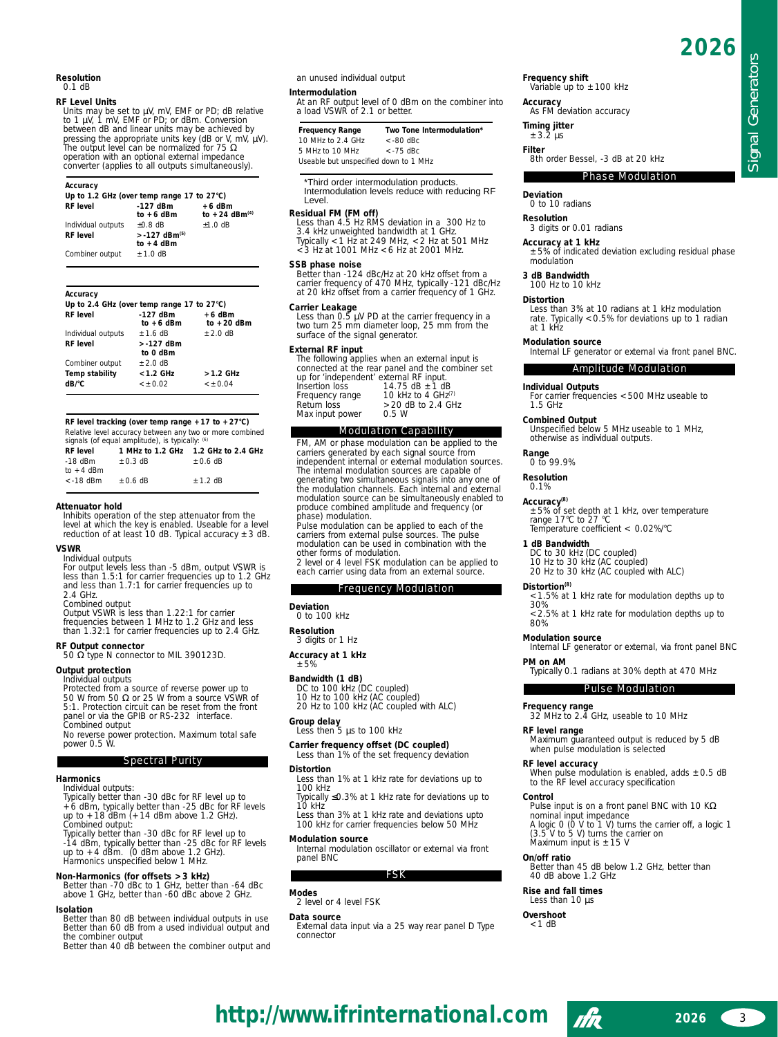**Resolution**
0.1 dB

**RF Level Units**
Units may be set to µV, mV, EMF or PD; dB relative to 1 µV, 1 mV, EMF or PD; or dBm. Conversion between dB and linear units may be achieved by pressing the appropriate units key (dB or V, mV, µV). The output level can be normalized for 75 Ω operation with an optional external impedance converter (applies to all outputs simultaneously).

**Accuracy**
**Up to 1.2 GHz (over temp range 17 to 27°C)**

| **RF level** | **-127 dBm to +6 dBm** | **+6 dBm to +24 dBm[4]** |
|---|---|---|
| Individual outputs | ±0.8 dB | ±1.0 dB |
| **RF level** | **>-127 dBm[5] to +4 dBm** | |
| Combiner output | ±1.0 dB | |

**Accuracy**
**Up to 2.4 GHz (over temp range 17 to 27°C)**

| **RF level** | **-127 dBm to +6 dBm** | **+6 dBm to +20 dBm** |
|---|---|---|
| Individual outputs | ±1.6 dB | ±2.0 dB |
| **RF level** | **>-127 dBm to 0 dBm** | |
| Combiner output | ±2.0 dB | |
| **Temp stability dB/°C** | **<1.2 GHz** <±0.02 | **>1.2 GHz** <±0.04 |

**RF level tracking (over temp range +17 to +27°C)**
Relative level accuracy between any two or more combined signals (of equal amplitude), is typically: [6]

| **RF level** | **1 MHz to 1.2 GHz** | **1.2 GHz to 2.4 GHz** |
|---|---|---|
| -18 dBm to +4 dBm | ±0.3 dB | ±0.6 dB |
| <-18 dBm | ±0.6 dB | ±1.2 dB |

**Attenuator hold**
Inhibits operation of the step attenuator from the level at which the key is enabled. Useable for a level reduction of at least 10 dB. Typical accuracy ±3 dB.

**VSWR**
Individual outputs
For output levels less than -5 dBm, output VSWR is less than 1.5:1 for carrier frequencies up to 1.2 GHz and less than 1.7:1 for carrier frequencies up to 2.4 GHz.
Combined output
Output VSWR is less than 1.22:1 for carrier frequencies between 1 MHz to 1.2 GHz and less than 1.32:1 for carrier frequencies up to 2.4 GHz.

**RF Output connector**
50 Ω type N connector to MIL 390123D.

**Output protection**
Individual outputs
Protected from a source of reverse power up to 50 W from 50 Ω or 25 W from a source VSWR of 5:1. Protection circuit can be reset from the front panel or via the GPIB or RS-232 interface.
Combined output
No reverse power protection. Maximum total safe power 0.5 W.

## Spectral Purity

**Harmonics**
Individual outputs:
Typically better than -30 dBc for RF level up to +6 dBm, typically better than -25 dBc for RF levels up to +18 dBm (+14 dBm above 1.2 GHz).
Combined output:
Typically better than -30 dBc for RF level up to -14 dBm, typically better than -25 dBc for RF levels up to +4 dBm. (0 dBm above 1.2 GHz).
Harmonics unspecified below 1 MHz.

**Non-Harmonics (for offsets >3 kHz)**
Better than -70 dBc to 1 GHz, better than -64 dBc above 1 GHz, better than -60 dBc above 2 GHz.

**Isolation**
Better than 80 dB between individual outputs in use
Better than 60 dB from a used individual output and the combiner output
Better than 40 dB between the combiner output and an unused individual output

**Intermodulation**
At an RF output level of 0 dBm on the combiner into a load VSWR of 2.1 or better.

| **Frequency Range** | **Two Tone Intermodulation*** |
|---|---|
| 10 MHz to 2.4 GHz | <-80 dBc |
| 5 MHz to 10 MHz | <-75 dBc |

Useable but unspecified down to 1 MHz

*Third order intermodulation products. Intermodulation levels reduce with reducing RF Level.

**Residual FM (FM off)**
Less than 4.5 Hz RMS deviation in a 300 Hz to 3.4 kHz unweighted bandwidth at 1 GHz.
Typically <1 Hz at 249 MHz, <2 Hz at 501 MHz <3 Hz at 1001 MHz <6 Hz at 2001 MHz.

**SSB phase noise**
Better than -124 dBc/Hz at 20 kHz offset from a carrier frequency of 470 MHz, typically -121 dBc/Hz at 20 kHz offset from a carrier frequency of 1 GHz.

**Carrier Leakage**
Less than 0.5 µV PD at the carrier frequency in a two turn 25 mm diameter loop, 25 mm from the surface of the signal generator.

**External RF input**
The following applies when an external input is connected at the rear panel and the combiner set up for 'independent' external RF input.

| | |
|---|---|
| Insertion loss | 14.75 dB ±1 dB |
| Frequency range | 10 kHz to 4 GHz[7] |
| Return loss | >20 dB to 2.4 GHz |
| Max input power | 0.5 W |

## Modulation Capability

FM, AM or phase modulation can be applied to the carriers generated by each signal source from independent internal or external modulation sources. The internal modulation sources are capable of generating two simultaneous signals into any one of the modulation channels. Each internal and external modulation source can be simultaneously enabled to produce combined amplitude and frequency (or phase) modulation.
Pulse modulation can be applied to each of the carriers from external pulse sources. The pulse modulation can be used in combination with the other forms of modulation.
2 level or 4 level FSK modulation can be applied to each carrier using data from an external source.

## Frequency Modulation

**Deviation**
0 to 100 kHz

**Resolution**
3 digits or 1 Hz

**Accuracy at 1 kHz**
±5%

**Bandwidth (1 dB)**
DC to 100 kHz (DC coupled)
10 Hz to 100 kHz (AC coupled)
20 Hz to 100 kHz (AC coupled with ALC)

**Group delay**
Less then 5 µs to 100 kHz

**Carrier frequency offset (DC coupled)**
Less than 1% of the set frequency deviation

**Distortion**
Less than 1% at 1 kHz rate for deviations up to 100 kHz
Typically ≤0.3% at 1 kHz rate for deviations up to 10 kHz
Less than 3% at 1 kHz rate and deviations upto 100 kHz for carrier frequencies below 50 MHz

**Modulation source**
Internal modulation oscillator or external via front panel BNC

## FSK

**Modes**
2 level or 4 level FSK

**Data source**
External data input via a 25 way rear panel D Type connector

**Frequency shift**
Variable up to ±100 kHz

**Accuracy**
As FM deviation accuracy

**Timing jitter**
±3.2 µs

**Filter**
8th order Bessel, -3 dB at 20 kHz

## Phase Modulation

**Deviation**
0 to 10 radians

**Resolution**
3 digits or 0.01 radians

**Accuracy at 1 kHz**
±5% of indicated deviation excluding residual phase modulation

**3 dB Bandwidth**
100 Hz to 10 kHz

**Distortion**
Less than 3% at 10 radians at 1 kHz modulation rate. Typically <0.5% for deviations up to 1 radian at 1 kHz

**Modulation source**
Internal LF generator or external via front panel BNC.

## Amplitude Modulation

**Individual Outputs**
For carrier frequencies <500 MHz useable to 1.5 GHz

**Combined Output**
Unspecified below 5 MHz useable to 1 MHz, otherwise as individual outputs.

**Range**
0 to 99.9%

**Resolution**
0.1%

**Accuracy[8]**
±5% of set depth at 1 kHz, over temperature range 17°C to 27 °C
Temperature coefficient < 0.02%/°C

**1 dB Bandwidth**
DC to 30 kHz (DC coupled)
10 Hz to 30 kHz (AC coupled)
20 Hz to 30 kHz (AC coupled with ALC)

**Distortion[8]**
<1.5% at 1 kHz rate for modulation depths up to 30%
<2.5% at 1 kHz rate for modulation depths up to 80%

**Modulation source**
Internal LF generator or external, via front panel BNC

**PM on AM**
Typically 0.1 radians at 30% depth at 470 MHz

## Pulse Modulation

**Frequency range**
32 MHz to 2.4 GHz, useable to 10 MHz

**RF level range**
Maximum guaranteed output is reduced by 5 dB when pulse modulation is selected

**RF level accuracy**
When pulse modulation is enabled, adds ±0.5 dB to the RF level accuracy specification

**Control**
Pulse input is on a front panel BNC with 10 kΩ nominal input impedance
A logic 0 (0 V to 1 V) turns the carrier off, a logic 1 (3.5 V to 5 V) turns the carrier on
Maximum input is ±15 V

**On/off ratio**
Better than 45 dB below 1.2 GHz, better than 40 dB above 1.2 GHz

**Rise and fall times**
Less than 10 µs

**Overshoot**
<1 dB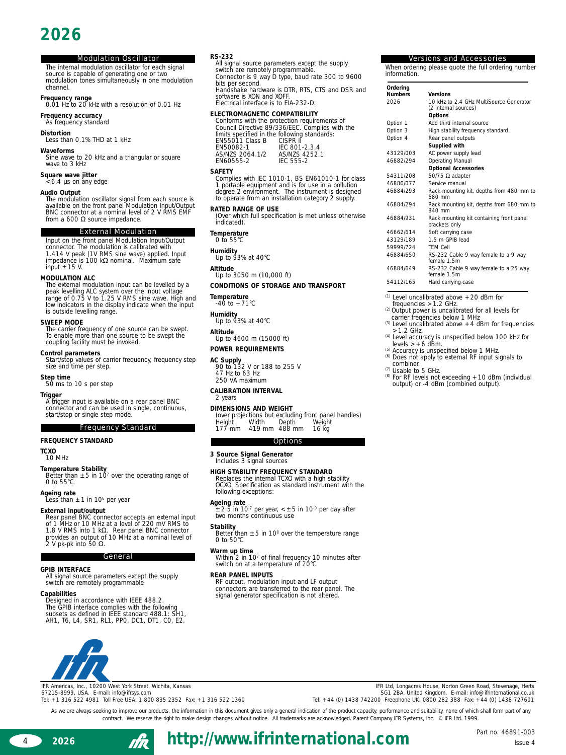# 2026

## Modulation Oscillator

The internal modulation oscillator for each signal source is capable of generating one or two modulation tones simultaneously in one modulation channel.

**Frequency range**
0.01 Hz to 20 kHz with a resolution of 0.01 Hz

**Frequency accuracy**
As frequency standard

**Distortion**
Less than 0.1% THD at 1 kHz

**Waveforms**
Sine wave to 20 kHz and a triangular or square wave to 3 kHz

**Square wave jitter**
<6.4 µs on any edge

**Audio Output**
The modulation oscillator signal from each source is available on the front panel Modulation Input/Output BNC connector at a nominal level of 2 V RMS EMF from a 600 Ω source impedance.

## External Modulation

Input on the front panel Modulation Input/Output connector. The modulation is calibrated with 1.414 V peak (1V RMS sine wave) applied. Input impedance is 100 kΩ nominal. Maximum safe input ±15 V.

**MODULATION ALC**
The external modulation input can be levelled by a peak levelling ALC system over the input voltage range of 0.75 V to 1.25 V RMS sine wave. High and low indicators in the display indicate when the input is outside levelling range.

**SWEEP MODE**
The carrier frequency of one source can be swept. To enable more than one source to be swept the coupling facility must be invoked.

**Control parameters**
Start/stop values of carrier frequency, frequency step size and time per step.

**Step time**
50 ms to 10 s per step

**Trigger**
A trigger input is available on a rear panel BNC connector and can be used in single, continuous, start/stop or single step mode.

## Frequency Standard

**FREQUENCY STANDARD**

**TCXO**
10 MHz

**Temperature Stability**
Better than ±5 in $10^7$ over the operating range of 0 to 55°C

**Ageing rate**
Less than ±1 in $10^6$ per year

**External input/output**
Rear panel BNC connector accepts an external input of 1 MHz or 10 MHz at a level of 220 mV RMS to 1.8 V RMS into 1 kΩ. Rear panel BNC connector provides an output of 10 MHz at a nominal level of 2 V pk-pk into 50 Ω.

## General

**GPIB INTERFACE**
All signal source parameters except the supply switch are remotely programmable

**Capabilities**
Designed in accordance with IEEE 488.2.
The GPIB interface complies with the following subsets as defined in IEEE standard 488.1: SH1, AH1, T6, L4, SR1, RL1, PP0, DC1, DT1, C0, E2.

**RS-232**
All signal source parameters except the supply switch are remotely programmable.
Connector is 9 way D type, baud rate 300 to 9600 bits per second.
Handshake hardware is DTR, RTS, CTS and DSR and software is XON and XOFF.
Electrical interface is to EIA-232-D.

**ELECTROMAGNETIC COMPATIBILITY**
Conforms with the protection requirements of Council Directive 89/336/EEC. Complies with the limits specified in the following standards:

| | |
|---|---|
| EN55011 Class B | CISPR II |
| EN50082-1 | IEC 801-2,3,4 |
| AS/NZS 2064.1/2 | AS/NZS 4252.1 |
| EN60555-2 | IEC 555-2 |

**SAFETY**
Complies with IEC 1010-1, BS EN61010-1 for class 1 portable equipment and is for use in a pollution degree 2 environment. The instrument is designed to operate from an installation category 2 supply.

**RATED RANGE OF USE**
(Over which full specification is met unless otherwise indicated).

**Temperature**
0 to 55°C

**Humidity**
Up to 93% at 40°C

**Altitude**
Up to 3050 m (10,000 ft)

**CONDITIONS OF STORAGE AND TRANSPORT**

**Temperature**
-40 to +71°C

**Humidity**
Up to 93% at 40°C

**Altitude**
Up to 4600 m (15000 ft)

**POWER REQUIREMENTS**

**AC Supply**
90 to 132 V or 188 to 255 V
47 Hz to 63 Hz
250 VA maximum

**CALIBRATION INTERVAL**
2 years

**DIMENSIONS AND WEIGHT**
(over projections but excluding front panel handles)

| Height | Width | Depth | Weight |
|---|---|---|---|
| 177 mm | 419 mm | 488 mm | 16 kg |

## Options

**3 Source Signal Generator**
Includes 3 signal sources

**HIGH STABILITY FREQUENCY STANDARD**
Replaces the internal TCXO with a high stability OCXO. Specification as standard instrument with the following exceptions:

**Ageing rate**
±2.5 in $10^{-7}$ per year, <±5 in $10^{-9}$ per day after two months continuous use

**Stability**
Better than ±5 in $10^8$ over the temperature range 0 to 50°C

**Warm up time**
Within 2 in $10^7$ of final frequency 10 minutes after switch on at a temperature of 20°C

**REAR PANEL INPUTS**
RF output, modulation input and LF output connectors are transferred to the rear panel. The signal generator specification is not altered.

## Versions and Accessories

When ordering please quote the full ordering number information.

| Ordering Numbers | Versions |
|---|---|
| 2026 | 10 kHz to 2.4 GHz MultiSource Generator (2 internal sources) |
| | **Options** |
| Option 1 | Add third internal source |
| Option 3 | High stability frequency standard |
| Option 4 | Rear panel outputs |
| | **Supplied with** |
| 43129/003 | AC power supply lead |
| 46882/294 | Operating Manual |
| | **Optional Accessories** |
| 54311/208 | 50/75 Ω adapter |
| 46880/077 | Service manual |
| 46884/293 | Rack mounting kit, depths from 480 mm to 680 mm |
| 46884/294 | Rack mounting kit, depths from 680 mm to 840 mm |
| 46884/931 | Rack mounting kit containing front panel brackets only |
| 46662/614 | Soft carrying case |
| 43129/189 | 1.5 m GPIB lead |
| 59999/724 | TEM Cell |
| 46884/650 | RS-232 Cable 9 way female to a 9 way female 1.5m |
| 46884/649 | RS-232 Cable 9 way female to a 25 way female 1.5m |
| 54112/165 | Hard carrying case |

(1) Level uncalibrated above +20 dBm for frequencies >1.2 GHz.
(2) Output power is uncalibrated for all levels for carrier freqencies below 1 MHz
(3) Level uncalibrated above +4 dBm for frequencies >1.2 GHz.
(4) Level accuracy is unspecified below 100 kHz for levels >+6 dBm.
(5) Accuracy is unspecified below 1 MHz.
(6) Does not apply to external RF input signals to combiner.
(7) Usable to 5 GHz.
(8) For RF levels not exceeding +10 dBm (individual output) or -4 dBm (combined output).

IFR Americas, Inc., 10200 West York Street, Wichita, Kansas 67215-8999, USA. E-mail: info@ifrsys.com
Tel: +1 316 522 4981 Toll Free USA: 1 800 835 2352 Fax: +1 316 522 1360

IFR Ltd, Longacres House, Norton Green Road, Stevenage, Herts SG1 2BA, United Kingdom. E-mail: info@ifrinternational.co.uk
Tel: +44 (0) 1438 742200 Freephone UK: 0800 282 388 Fax: +44 (0) 1438 727601

As we are always seeking to improve our products, the information in this document gives only a general indication of the product capacity, performance and suitability, none of which shall form part of any contract. We reserve the right to make design changes without notice. All trademarks are acknowledged. Parent Company IFR Systems, Inc. © IFR Ltd. 1999.

**http://www.ifrinternational.com**

Part no. 46891-003
Issue 4